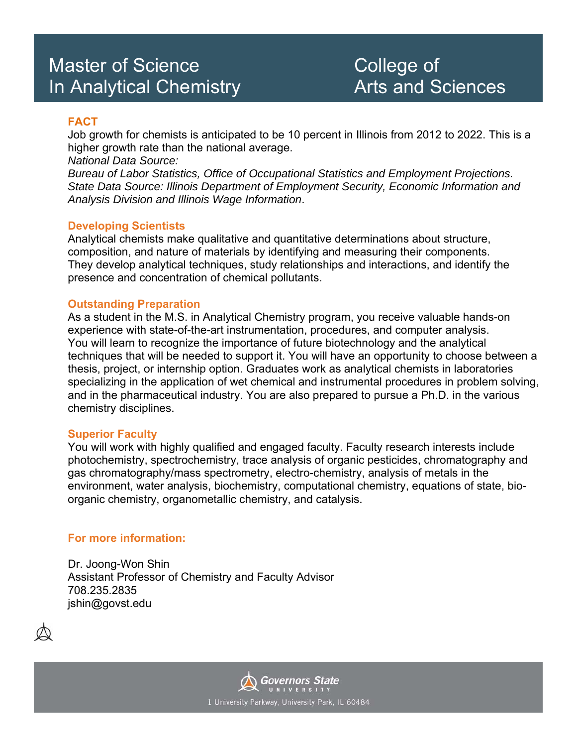# Master of Science In Analytical Chemistry

# College of Arts and Sciences

## FACT

Job growth for chemists is anticipated to be 10 percent in Illinois from 2012 to 2022. This is a higher growth rate than the national average.
*National Data Source:*
*Bureau of Labor Statistics, Office of Occupational Statistics and Employment Projections. State Data Source: Illinois Department of Employment Security, Economic Information and Analysis Division and Illinois Wage Information*.

## Developing Scientists

Analytical chemists make qualitative and quantitative determinations about structure, composition, and nature of materials by identifying and measuring their components. They develop analytical techniques, study relationships and interactions, and identify the presence and concentration of chemical pollutants.

## Outstanding Preparation

As a student in the M.S. in Analytical Chemistry program, you receive valuable hands-on experience with state-of-the-art instrumentation, procedures, and computer analysis. You will learn to recognize the importance of future biotechnology and the analytical techniques that will be needed to support it. You will have an opportunity to choose between a thesis, project, or internship option. Graduates work as analytical chemists in laboratories specializing in the application of wet chemical and instrumental procedures in problem solving, and in the pharmaceutical industry. You are also prepared to pursue a Ph.D. in the various chemistry disciplines.

## Superior Faculty

You will work with highly qualified and engaged faculty. Faculty research interests include photochemistry, spectrochemistry, trace analysis of organic pesticides, chromatography and gas chromatography/mass spectrometry, electro-chemistry, analysis of metals in the environment, water analysis, biochemistry, computational chemistry, equations of state, bio-organic chemistry, organometallic chemistry, and catalysis.

## For more information:

Dr. Joong-Won Shin
Assistant Professor of Chemistry and Faculty Advisor
708.235.2835
jshin@govst.edu

Governors State University
1 University Parkway, University Park, IL 60484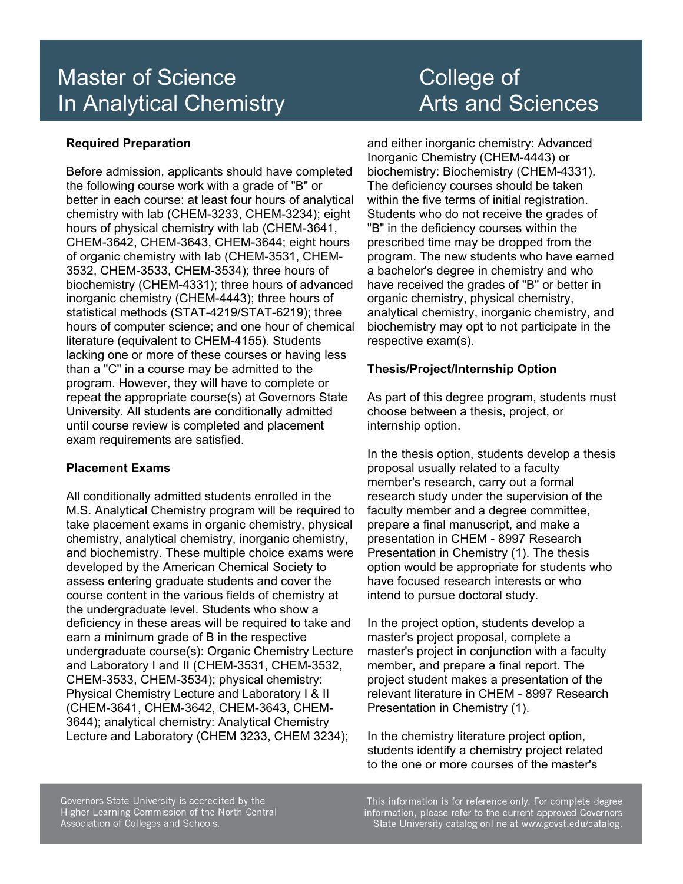# Master of Science In Analytical Chemistry

# College of Arts and Sciences

**Required Preparation**

Before admission, applicants should have completed the following course work with a grade of "B" or better in each course: at least four hours of analytical chemistry with lab (CHEM-3233, CHEM-3234); eight hours of physical chemistry with lab (CHEM-3641, CHEM-3642, CHEM-3643, CHEM-3644; eight hours of organic chemistry with lab (CHEM-3531, CHEM-3532, CHEM-3533, CHEM-3534); three hours of biochemistry (CHEM-4331); three hours of advanced inorganic chemistry (CHEM-4443); three hours of statistical methods (STAT-4219/STAT-6219); three hours of computer science; and one hour of chemical literature (equivalent to CHEM-4155). Students lacking one or more of these courses or having less than a "C" in a course may be admitted to the program. However, they will have to complete or repeat the appropriate course(s) at Governors State University. All students are conditionally admitted until course review is completed and placement exam requirements are satisfied.

**Placement Exams**

All conditionally admitted students enrolled in the M.S. Analytical Chemistry program will be required to take placement exams in organic chemistry, physical chemistry, analytical chemistry, inorganic chemistry, and biochemistry. These multiple choice exams were developed by the American Chemical Society to assess entering graduate students and cover the course content in the various fields of chemistry at the undergraduate level. Students who show a deficiency in these areas will be required to take and earn a minimum grade of B in the respective undergraduate course(s): Organic Chemistry Lecture and Laboratory I and II (CHEM-3531, CHEM-3532, CHEM-3533, CHEM-3534); physical chemistry: Physical Chemistry Lecture and Laboratory I & II (CHEM-3641, CHEM-3642, CHEM-3643, CHEM-3644); analytical chemistry: Analytical Chemistry Lecture and Laboratory (CHEM 3233, CHEM 3234); and either inorganic chemistry: Advanced Inorganic Chemistry (CHEM-4443) or biochemistry: Biochemistry (CHEM-4331). The deficiency courses should be taken within the five terms of initial registration. Students who do not receive the grades of "B" in the deficiency courses within the prescribed time may be dropped from the program. The new students who have earned a bachelor's degree in chemistry and who have received the grades of "B" or better in organic chemistry, physical chemistry, analytical chemistry, inorganic chemistry, and biochemistry may opt to not participate in the respective exam(s).

**Thesis/Project/Internship Option**

As part of this degree program, students must choose between a thesis, project, or internship option.

In the thesis option, students develop a thesis proposal usually related to a faculty member's research, carry out a formal research study under the supervision of the faculty member and a degree committee, prepare a final manuscript, and make a presentation in CHEM - 8997 Research Presentation in Chemistry (1). The thesis option would be appropriate for students who have focused research interests or who intend to pursue doctoral study.

In the project option, students develop a master's project proposal, complete a master's project in conjunction with a faculty member, and prepare a final report. The project student makes a presentation of the relevant literature in CHEM - 8997 Research Presentation in Chemistry (1).

In the chemistry literature project option, students identify a chemistry project related to the one or more courses of the master's

Governors State University is accredited by the Higher Learning Commission of the North Central Association of Colleges and Schools.

This information is for reference only. For complete degree information, please refer to the current approved Governors State University catalog online at www.govst.edu/catalog.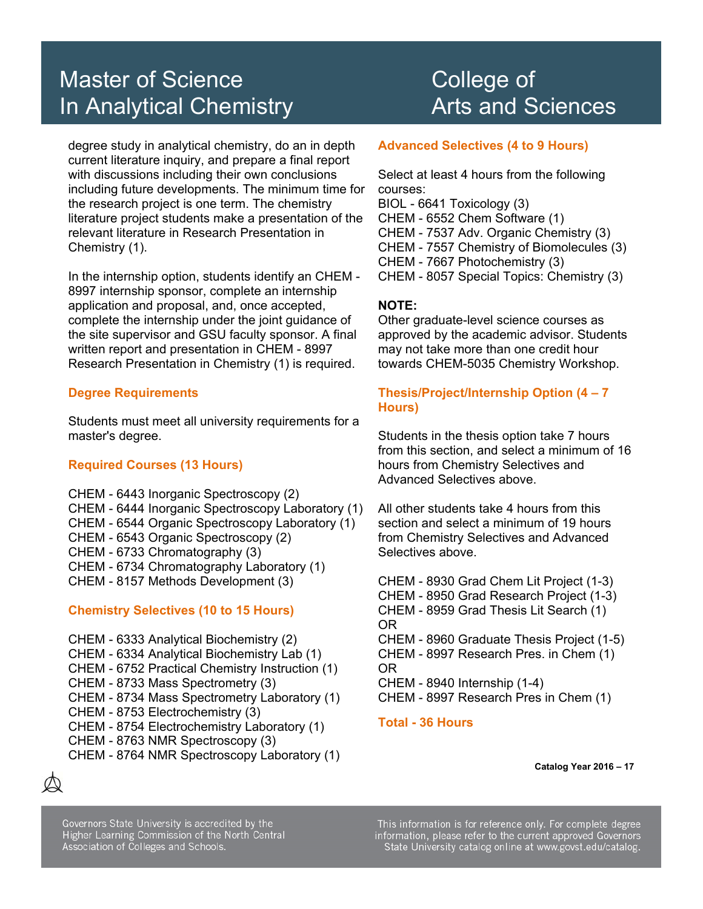degree study in analytical chemistry, do an in depth current literature inquiry, and prepare a final report with discussions including their own conclusions including future developments. The minimum time for the research project is one term. The chemistry literature project students make a presentation of the relevant literature in Research Presentation in Chemistry (1).

In the internship option, students identify an CHEM - 8997 internship sponsor, complete an internship application and proposal, and, once accepted, complete the internship under the joint guidance of the site supervisor and GSU faculty sponsor. A final written report and presentation in CHEM - 8997 Research Presentation in Chemistry (1) is required.

## Degree Requirements

Students must meet all university requirements for a master's degree.

## Required Courses (13 Hours)

CHEM - 6443 Inorganic Spectroscopy (2)
CHEM - 6444 Inorganic Spectroscopy Laboratory (1)
CHEM - 6544 Organic Spectroscopy Laboratory (1)
CHEM - 6543 Organic Spectroscopy (2)
CHEM - 6733 Chromatography (3)
CHEM - 6734 Chromatography Laboratory (1)
CHEM - 8157 Methods Development (3)

## Chemistry Selectives (10 to 15 Hours)

CHEM - 6333 Analytical Biochemistry (2)
CHEM - 6334 Analytical Biochemistry Lab (1)
CHEM - 6752 Practical Chemistry Instruction (1)
CHEM - 8733 Mass Spectrometry (3)
CHEM - 8734 Mass Spectrometry Laboratory (1)
CHEM - 8753 Electrochemistry (3)
CHEM - 8754 Electrochemistry Laboratory (1)
CHEM - 8763 NMR Spectroscopy (3)
CHEM - 8764 NMR Spectroscopy Laboratory (1)

## Advanced Selectives (4 to 9 Hours)

Select at least 4 hours from the following courses:
BIOL - 6641 Toxicology (3)
CHEM - 6552 Chem Software (1)
CHEM - 7537 Adv. Organic Chemistry (3)
CHEM - 7557 Chemistry of Biomolecules (3)
CHEM - 7667 Photochemistry (3)
CHEM - 8057 Special Topics: Chemistry (3)

**NOTE:**
Other graduate-level science courses as approved by the academic advisor. Students may not take more than one credit hour towards CHEM-5035 Chemistry Workshop.

## Thesis/Project/Internship Option (4 – 7 Hours)

Students in the thesis option take 7 hours from this section, and select a minimum of 16 hours from Chemistry Selectives and Advanced Selectives above.

All other students take 4 hours from this section and select a minimum of 19 hours from Chemistry Selectives and Advanced Selectives above.

CHEM - 8930 Grad Chem Lit Project (1-3)
CHEM - 8950 Grad Research Project (1-3)
CHEM - 8959 Grad Thesis Lit Search (1)
OR
CHEM - 8960 Graduate Thesis Project (1-5)
CHEM - 8997 Research Pres. in Chem (1)
OR
CHEM - 8940 Internship (1-4)
CHEM - 8997 Research Pres in Chem (1)

## Total - 36 Hours

Catalog Year 2016 – 17